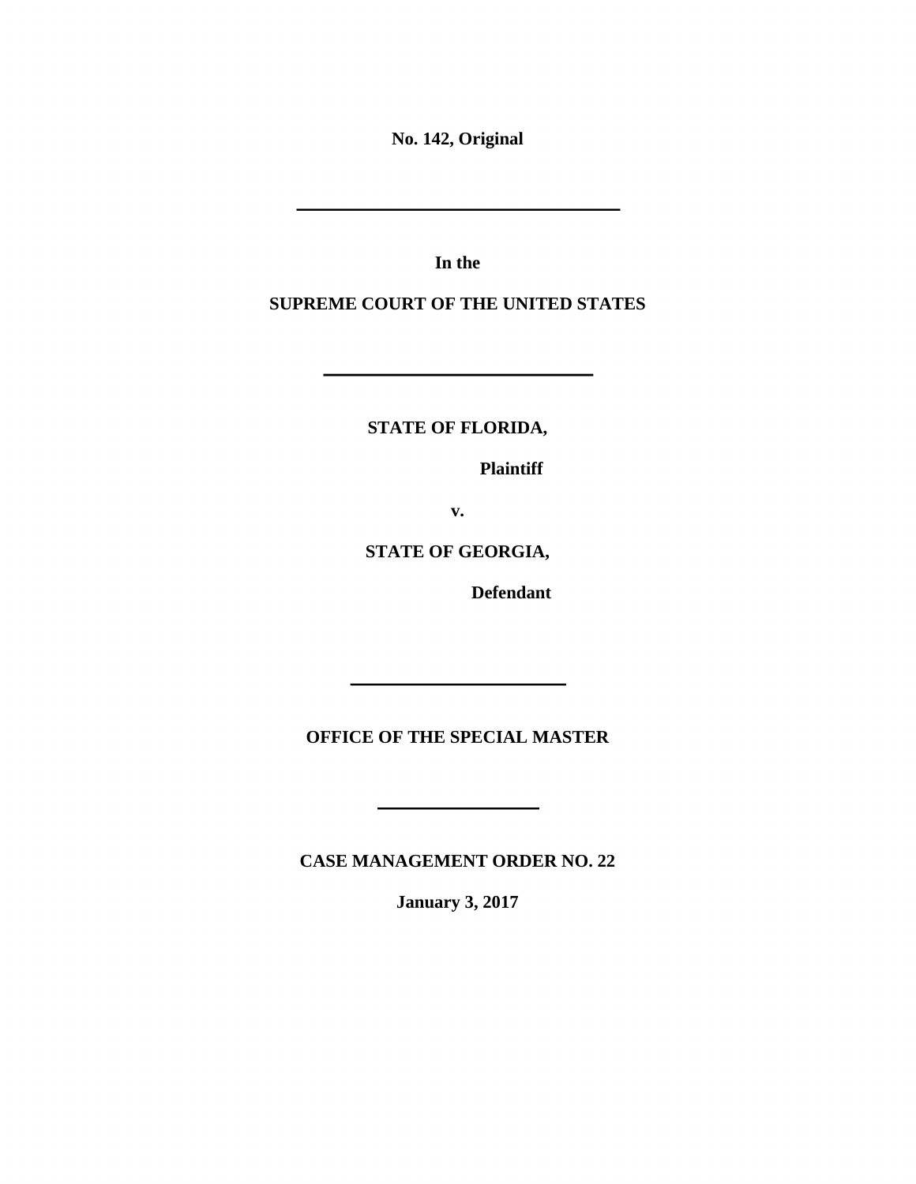**No. 142, Original**

---

**In the**

**SUPREME COURT OF THE UNITED STATES**

---

**STATE OF FLORIDA,**

**Plaintiff**

**v.**

**STATE OF GEORGIA,**

**Defendant**

---

**OFFICE OF THE SPECIAL MASTER**

---

**CASE MANAGEMENT ORDER NO. 22**

**January 3, 2017**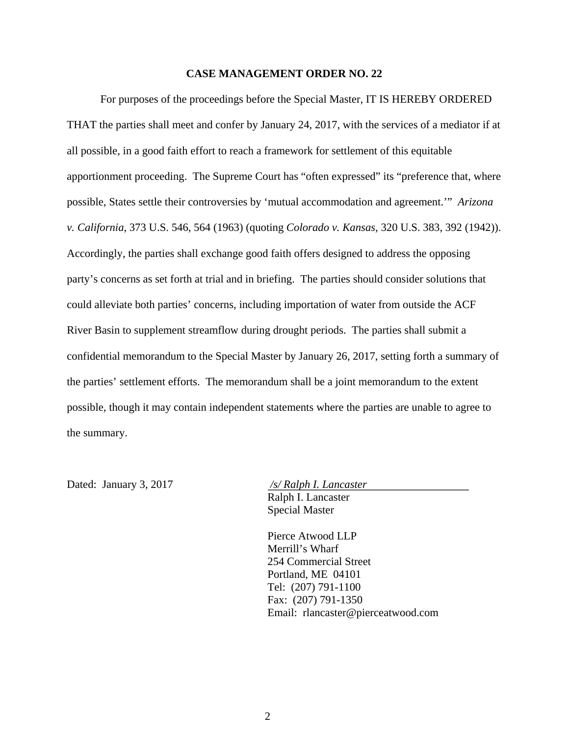**CASE MANAGEMENT ORDER NO. 22**

For purposes of the proceedings before the Special Master, IT IS HEREBY ORDERED THAT the parties shall meet and confer by January 24, 2017, with the services of a mediator if at all possible, in a good faith effort to reach a framework for settlement of this equitable apportionment proceeding. The Supreme Court has "often expressed" its "preference that, where possible, States settle their controversies by 'mutual accommodation and agreement.'" *Arizona v. California*, 373 U.S. 546, 564 (1963) (quoting *Colorado v. Kansas*, 320 U.S. 383, 392 (1942)). Accordingly, the parties shall exchange good faith offers designed to address the opposing party's concerns as set forth at trial and in briefing. The parties should consider solutions that could alleviate both parties' concerns, including importation of water from outside the ACF River Basin to supplement streamflow during drought periods. The parties shall submit a confidential memorandum to the Special Master by January 26, 2017, setting forth a summary of the parties' settlement efforts. The memorandum shall be a joint memorandum to the extent possible, though it may contain independent statements where the parties are unable to agree to the summary.

Dated: January 3, 2017

*/s/ Ralph I. Lancaster*
Ralph I. Lancaster
Special Master

Pierce Atwood LLP
Merrill's Wharf
254 Commercial Street
Portland, ME 04101
Tel: (207) 791-1100
Fax: (207) 791-1350
Email: rlancaster@pierceatwood.com